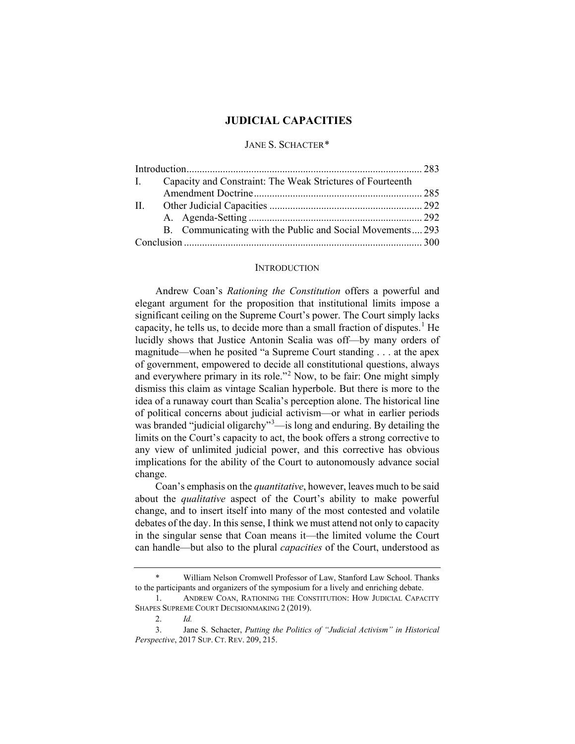# JUDICIAL CAPACITIES

JANE S. SCHACTER*

| | | |
|---|---|---|
| Introduction | | 283 |
| I. | Capacity and Constraint: The Weak Strictures of Fourteenth Amendment Doctrine | 285 |
| II. | Other Judicial Capacities | 292 |
| | A. Agenda-Setting | 292 |
| | B. Communicating with the Public and Social Movements | 293 |
| Conclusion | | 300 |

## INTRODUCTION

Andrew Coan's *Rationing the Constitution* offers a powerful and elegant argument for the proposition that institutional limits impose a significant ceiling on the Supreme Court's power. The Court simply lacks capacity, he tells us, to decide more than a small fraction of disputes.[1] He lucidly shows that Justice Antonin Scalia was off—by many orders of magnitude—when he posited "a Supreme Court standing . . . at the apex of government, empowered to decide all constitutional questions, always and everywhere primary in its role."[2] Now, to be fair: One might simply dismiss this claim as vintage Scalian hyperbole. But there is more to the idea of a runaway court than Scalia's perception alone. The historical line of political concerns about judicial activism—or what in earlier periods was branded "judicial oligarchy"[3]—is long and enduring. By detailing the limits on the Court's capacity to act, the book offers a strong corrective to any view of unlimited judicial power, and this corrective has obvious implications for the ability of the Court to autonomously advance social change.

Coan's emphasis on the *quantitative*, however, leaves much to be said about the *qualitative* aspect of the Court's ability to make powerful change, and to insert itself into many of the most contested and volatile debates of the day. In this sense, I think we must attend not only to capacity in the singular sense that Coan means it—the limited volume the Court can handle—but also to the plural *capacities* of the Court, understood as

---

\* William Nelson Cromwell Professor of Law, Stanford Law School. Thanks to the participants and organizers of the symposium for a lively and enriching debate.

1. ANDREW COAN, RATIONING THE CONSTITUTION: HOW JUDICIAL CAPACITY SHAPES SUPREME COURT DECISIONMAKING 2 (2019).

2. *Id.*

3. Jane S. Schacter, *Putting the Politics of "Judicial Activism" in Historical Perspective*, 2017 SUP. CT. REV. 209, 215.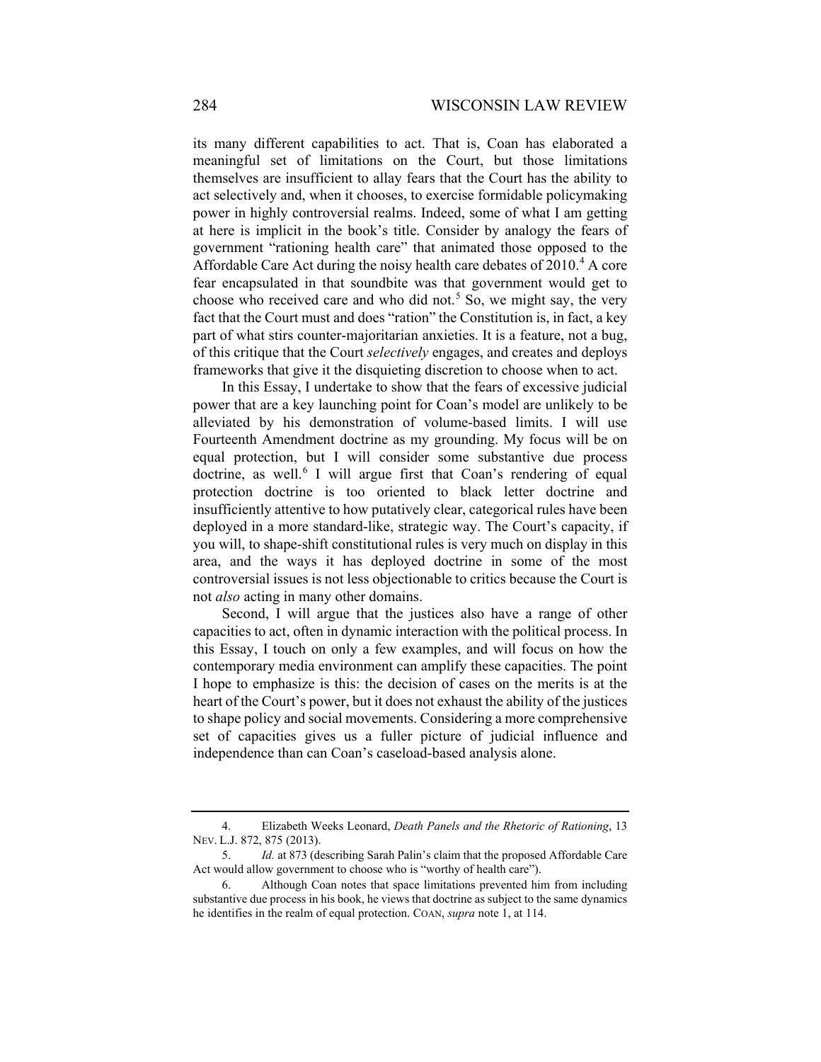its many different capabilities to act. That is, Coan has elaborated a meaningful set of limitations on the Court, but those limitations themselves are insufficient to allay fears that the Court has the ability to act selectively and, when it chooses, to exercise formidable policymaking power in highly controversial realms. Indeed, some of what I am getting at here is implicit in the book's title. Consider by analogy the fears of government "rationing health care" that animated those opposed to the Affordable Care Act during the noisy health care debates of 2010.[4] A core fear encapsulated in that soundbite was that government would get to choose who received care and who did not.[5] So, we might say, the very fact that the Court must and does "ration" the Constitution is, in fact, a key part of what stirs counter-majoritarian anxieties. It is a feature, not a bug, of this critique that the Court *selectively* engages, and creates and deploys frameworks that give it the disquieting discretion to choose when to act.

In this Essay, I undertake to show that the fears of excessive judicial power that are a key launching point for Coan's model are unlikely to be alleviated by his demonstration of volume-based limits. I will use Fourteenth Amendment doctrine as my grounding. My focus will be on equal protection, but I will consider some substantive due process doctrine, as well.[6] I will argue first that Coan's rendering of equal protection doctrine is too oriented to black letter doctrine and insufficiently attentive to how putatively clear, categorical rules have been deployed in a more standard-like, strategic way. The Court's capacity, if you will, to shape-shift constitutional rules is very much on display in this area, and the ways it has deployed doctrine in some of the most controversial issues is not less objectionable to critics because the Court is not *also* acting in many other domains.

Second, I will argue that the justices also have a range of other capacities to act, often in dynamic interaction with the political process. In this Essay, I touch on only a few examples, and will focus on how the contemporary media environment can amplify these capacities. The point I hope to emphasize is this: the decision of cases on the merits is at the heart of the Court's power, but it does not exhaust the ability of the justices to shape policy and social movements. Considering a more comprehensive set of capacities gives us a fuller picture of judicial influence and independence than can Coan's caseload-based analysis alone.

---

4. Elizabeth Weeks Leonard, *Death Panels and the Rhetoric of Rationing*, 13 NEV. L.J. 872, 875 (2013).

5. *Id.* at 873 (describing Sarah Palin's claim that the proposed Affordable Care Act would allow government to choose who is "worthy of health care").

6. Although Coan notes that space limitations prevented him from including substantive due process in his book, he views that doctrine as subject to the same dynamics he identifies in the realm of equal protection. COAN, *supra* note 1, at 114.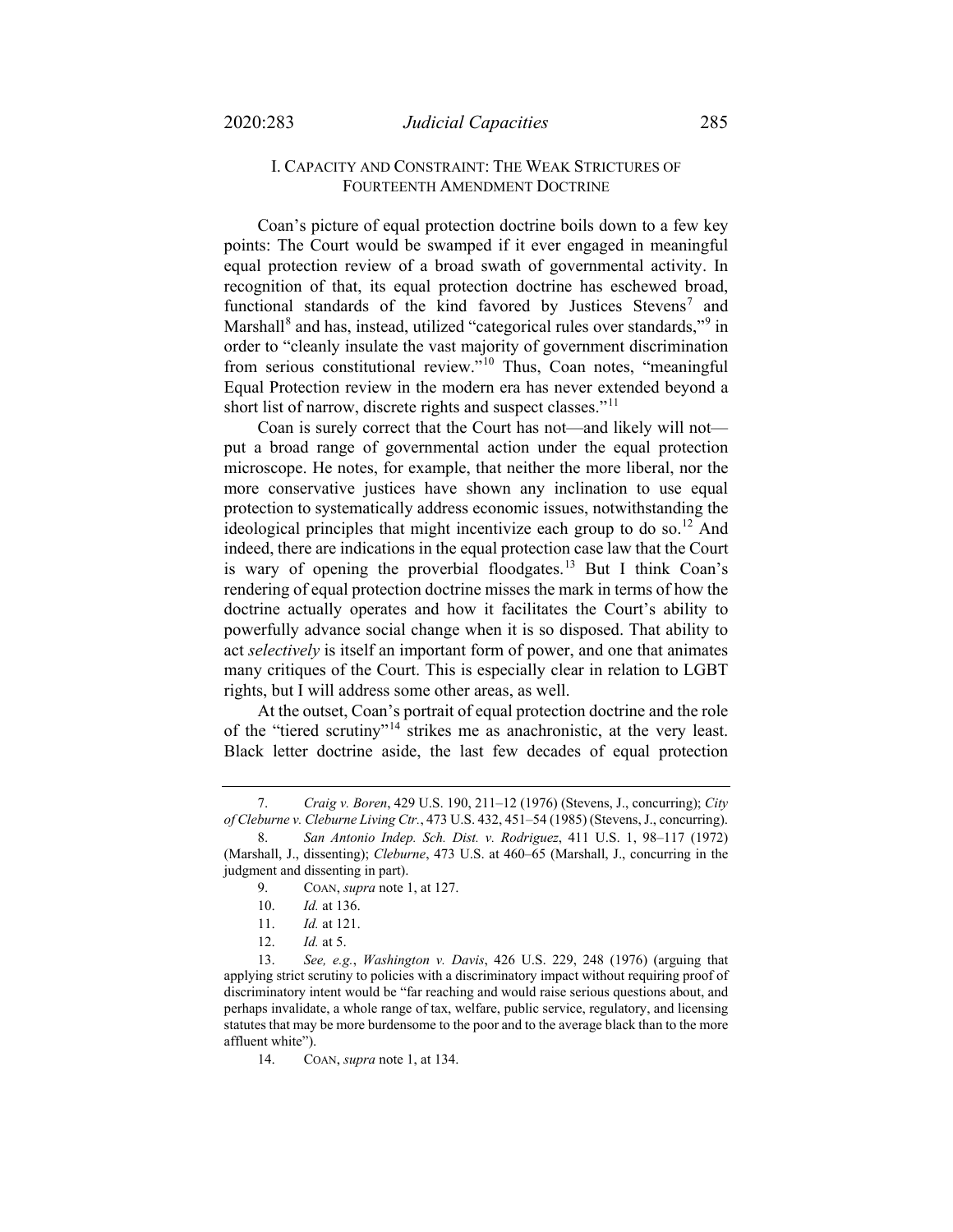## I. CAPACITY AND CONSTRAINT: THE WEAK STRICTURES OF FOURTEENTH AMENDMENT DOCTRINE

Coan's picture of equal protection doctrine boils down to a few key points: The Court would be swamped if it ever engaged in meaningful equal protection review of a broad swath of governmental activity. In recognition of that, its equal protection doctrine has eschewed broad, functional standards of the kind favored by Justices Stevens[7] and Marshall[8] and has, instead, utilized "categorical rules over standards,"[9] in order to "cleanly insulate the vast majority of government discrimination from serious constitutional review."[10] Thus, Coan notes, "meaningful Equal Protection review in the modern era has never extended beyond a short list of narrow, discrete rights and suspect classes."[11]

Coan is surely correct that the Court has not—and likely will not—put a broad range of governmental action under the equal protection microscope. He notes, for example, that neither the more liberal, nor the more conservative justices have shown any inclination to use equal protection to systematically address economic issues, notwithstanding the ideological principles that might incentivize each group to do so.[12] And indeed, there are indications in the equal protection case law that the Court is wary of opening the proverbial floodgates.[13] But I think Coan's rendering of equal protection doctrine misses the mark in terms of how the doctrine actually operates and how it facilitates the Court's ability to powerfully advance social change when it is so disposed. That ability to act *selectively* is itself an important form of power, and one that animates many critiques of the Court. This is especially clear in relation to LGBT rights, but I will address some other areas, as well.

At the outset, Coan's portrait of equal protection doctrine and the role of the "tiered scrutiny"[14] strikes me as anachronistic, at the very least. Black letter doctrine aside, the last few decades of equal protection

---

7. *Craig v. Boren*, 429 U.S. 190, 211–12 (1976) (Stevens, J., concurring); *City of Cleburne v. Cleburne Living Ctr.*, 473 U.S. 432, 451–54 (1985) (Stevens, J., concurring).

8. *San Antonio Indep. Sch. Dist. v. Rodriguez*, 411 U.S. 1, 98–117 (1972) (Marshall, J., dissenting); *Cleburne*, 473 U.S. at 460–65 (Marshall, J., concurring in the judgment and dissenting in part).

9. COAN, *supra* note 1, at 127.

10. *Id.* at 136.

11. *Id.* at 121.

12. *Id.* at 5.

13. *See, e.g.*, *Washington v. Davis*, 426 U.S. 229, 248 (1976) (arguing that applying strict scrutiny to policies with a discriminatory impact without requiring proof of discriminatory intent would be "far reaching and would raise serious questions about, and perhaps invalidate, a whole range of tax, welfare, public service, regulatory, and licensing statutes that may be more burdensome to the poor and to the average black than to the more affluent white").

14. COAN, *supra* note 1, at 134.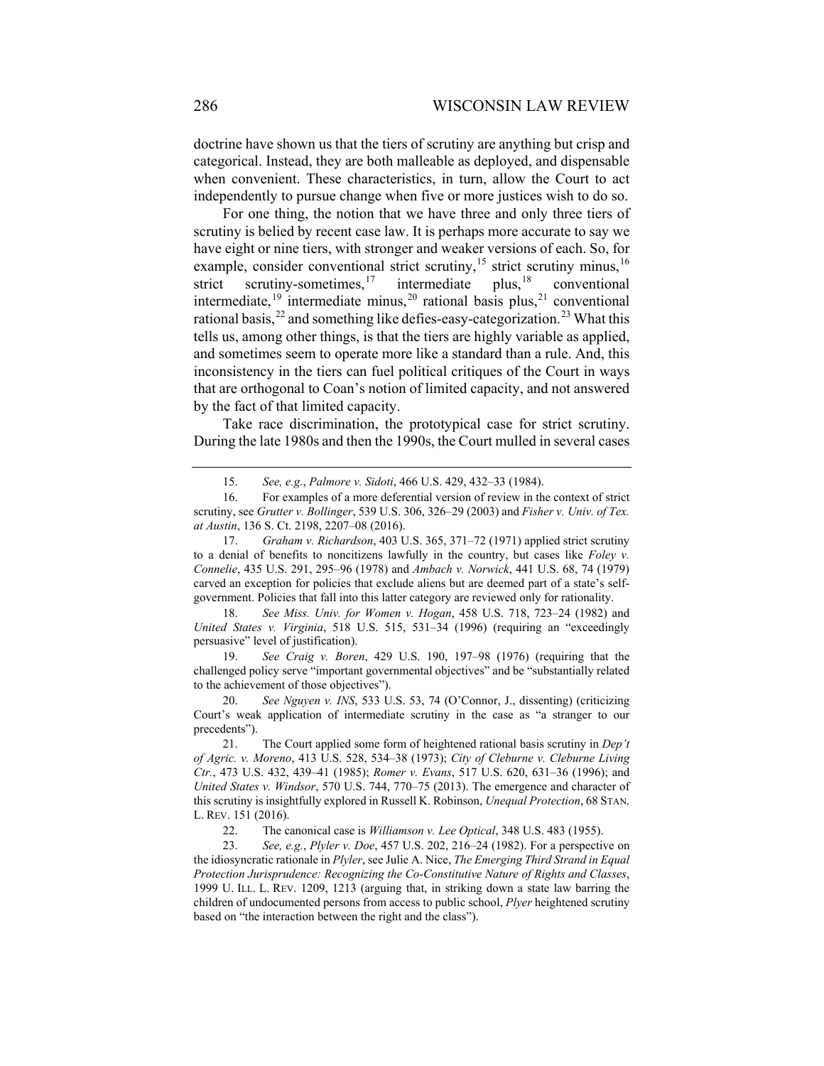doctrine have shown us that the tiers of scrutiny are anything but crisp and categorical. Instead, they are both malleable as deployed, and dispensable when convenient. These characteristics, in turn, allow the Court to act independently to pursue change when five or more justices wish to do so.

For one thing, the notion that we have three and only three tiers of scrutiny is belied by recent case law. It is perhaps more accurate to say we have eight or nine tiers, with stronger and weaker versions of each. So, for example, consider conventional strict scrutiny,[15] strict scrutiny minus,[16] strict scrutiny-sometimes,[17] intermediate plus,[18] conventional intermediate,[19] intermediate minus,[20] rational basis plus,[21] conventional rational basis,[22] and something like defies-easy-categorization.[23] What this tells us, among other things, is that the tiers are highly variable as applied, and sometimes seem to operate more like a standard than a rule. And, this inconsistency in the tiers can fuel political critiques of the Court in ways that are orthogonal to Coan's notion of limited capacity, and not answered by the fact of that limited capacity.

Take race discrimination, the prototypical case for strict scrutiny. During the late 1980s and then the 1990s, the Court mulled in several cases

---

15. *See, e.g.*, *Palmore v. Sidoti*, 466 U.S. 429, 432–33 (1984).

16. For examples of a more deferential version of review in the context of strict scrutiny, see *Grutter v. Bollinger*, 539 U.S. 306, 326–29 (2003) and *Fisher v. Univ. of Tex. at Austin*, 136 S. Ct. 2198, 2207–08 (2016).

17. *Graham v. Richardson*, 403 U.S. 365, 371–72 (1971) applied strict scrutiny to a denial of benefits to noncitizens lawfully in the country, but cases like *Foley v. Connelie*, 435 U.S. 291, 295–96 (1978) and *Ambach v. Norwick*, 441 U.S. 68, 74 (1979) carved an exception for policies that exclude aliens but are deemed part of a state's self-government. Policies that fall into this latter category are reviewed only for rationality.

18. *See Miss. Univ. for Women v. Hogan*, 458 U.S. 718, 723–24 (1982) and *United States v. Virginia*, 518 U.S. 515, 531–34 (1996) (requiring an "exceedingly persuasive" level of justification).

19. *See Craig v. Boren*, 429 U.S. 190, 197–98 (1976) (requiring that the challenged policy serve "important governmental objectives" and be "substantially related to the achievement of those objectives").

20. *See Nguyen v. INS*, 533 U.S. 53, 74 (O'Connor, J., dissenting) (criticizing Court's weak application of intermediate scrutiny in the case as "a stranger to our precedents").

21. The Court applied some form of heightened rational basis scrutiny in *Dep't of Agric. v. Moreno*, 413 U.S. 528, 534–38 (1973); *City of Cleburne v. Cleburne Living Ctr.*, 473 U.S. 432, 439–41 (1985); *Romer v. Evans*, 517 U.S. 620, 631–36 (1996); and *United States v. Windsor*, 570 U.S. 744, 770–75 (2013). The emergence and character of this scrutiny is insightfully explored in Russell K. Robinson, *Unequal Protection*, 68 STAN. L. REV. 151 (2016).

22. The canonical case is *Williamson v. Lee Optical*, 348 U.S. 483 (1955).

23. *See, e.g.*, *Plyler v. Doe*, 457 U.S. 202, 216–24 (1982). For a perspective on the idiosyncratic rationale in *Plyler*, see Julie A. Nice, *The Emerging Third Strand in Equal Protection Jurisprudence: Recognizing the Co-Constitutive Nature of Rights and Classes*, 1999 U. ILL. L. REV. 1209, 1213 (arguing that, in striking down a state law barring the children of undocumented persons from access to public school, *Plyer* heightened scrutiny based on "the interaction between the right and the class").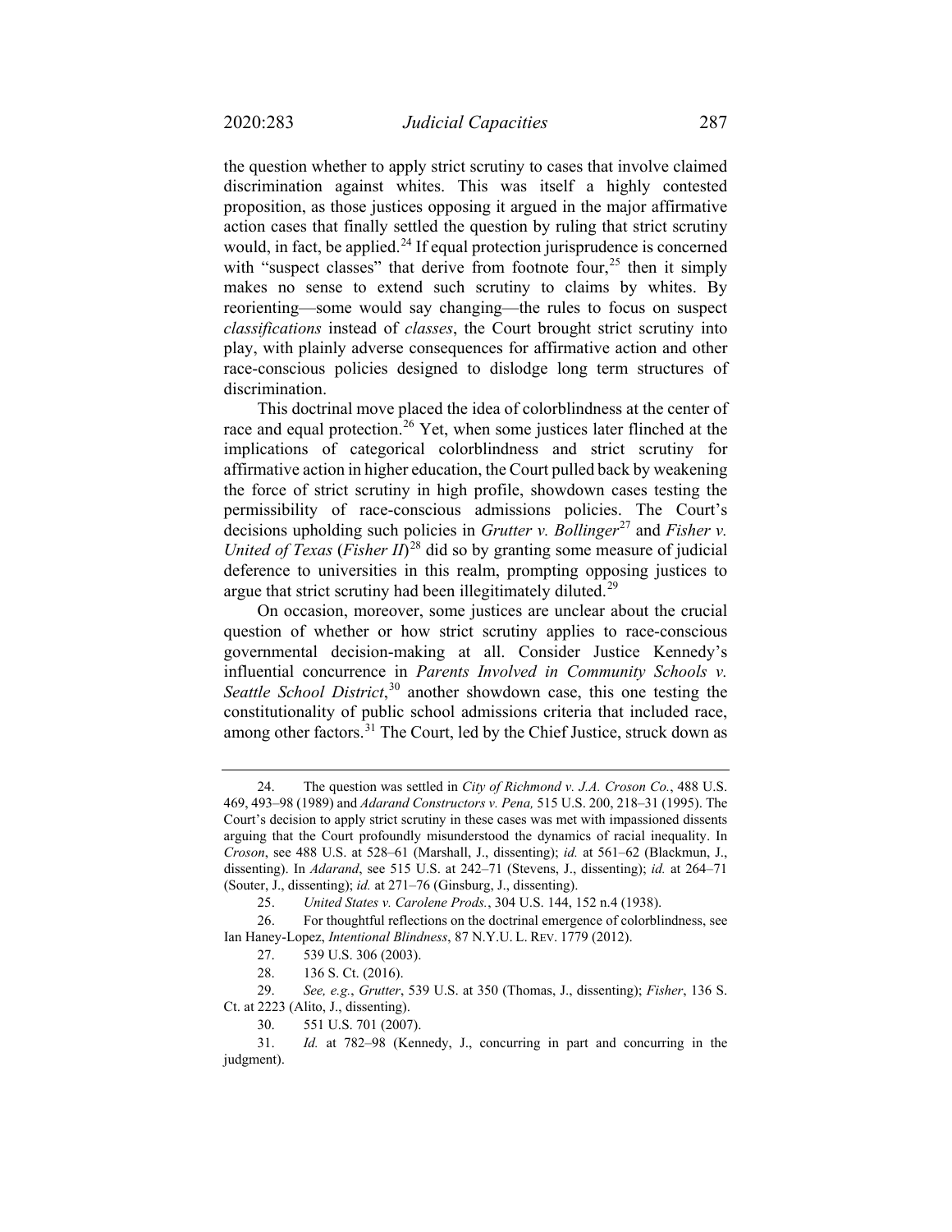the question whether to apply strict scrutiny to cases that involve claimed discrimination against whites. This was itself a highly contested proposition, as those justices opposing it argued in the major affirmative action cases that finally settled the question by ruling that strict scrutiny would, in fact, be applied.[24] If equal protection jurisprudence is concerned with "suspect classes" that derive from footnote four,[25] then it simply makes no sense to extend such scrutiny to claims by whites. By reorienting—some would say changing—the rules to focus on suspect *classifications* instead of *classes*, the Court brought strict scrutiny into play, with plainly adverse consequences for affirmative action and other race-conscious policies designed to dislodge long term structures of discrimination.

This doctrinal move placed the idea of colorblindness at the center of race and equal protection.[26] Yet, when some justices later flinched at the implications of categorical colorblindness and strict scrutiny for affirmative action in higher education, the Court pulled back by weakening the force of strict scrutiny in high profile, showdown cases testing the permissibility of race-conscious admissions policies. The Court's decisions upholding such policies in *Grutter v. Bollinger*[27] and *Fisher v. United of Texas* (*Fisher II*)[28] did so by granting some measure of judicial deference to universities in this realm, prompting opposing justices to argue that strict scrutiny had been illegitimately diluted.[29]

On occasion, moreover, some justices are unclear about the crucial question of whether or how strict scrutiny applies to race-conscious governmental decision-making at all. Consider Justice Kennedy's influential concurrence in *Parents Involved in Community Schools v. Seattle School District*,[30] another showdown case, this one testing the constitutionality of public school admissions criteria that included race, among other factors.[31] The Court, led by the Chief Justice, struck down as

---

24. The question was settled in *City of Richmond v. J.A. Croson Co.*, 488 U.S. 469, 493–98 (1989) and *Adarand Constructors v. Pena,* 515 U.S. 200, 218–31 (1995). The Court's decision to apply strict scrutiny in these cases was met with impassioned dissents arguing that the Court profoundly misunderstood the dynamics of racial inequality. In *Croson*, see 488 U.S. at 528–61 (Marshall, J., dissenting); *id.* at 561–62 (Blackmun, J., dissenting). In *Adarand*, see 515 U.S. at 242–71 (Stevens, J., dissenting); *id.* at 264–71 (Souter, J., dissenting); *id.* at 271–76 (Ginsburg, J., dissenting).

25. *United States v. Carolene Prods.*, 304 U.S. 144, 152 n.4 (1938).

26. For thoughtful reflections on the doctrinal emergence of colorblindness, see Ian Haney-Lopez, *Intentional Blindness*, 87 N.Y.U. L. REV. 1779 (2012).

27. 539 U.S. 306 (2003).

28. 136 S. Ct. (2016).

29. *See, e.g.*, *Grutter*, 539 U.S. at 350 (Thomas, J., dissenting); *Fisher*, 136 S. Ct. at 2223 (Alito, J., dissenting).

30. 551 U.S. 701 (2007).

31. *Id.* at 782–98 (Kennedy, J., concurring in part and concurring in the judgment).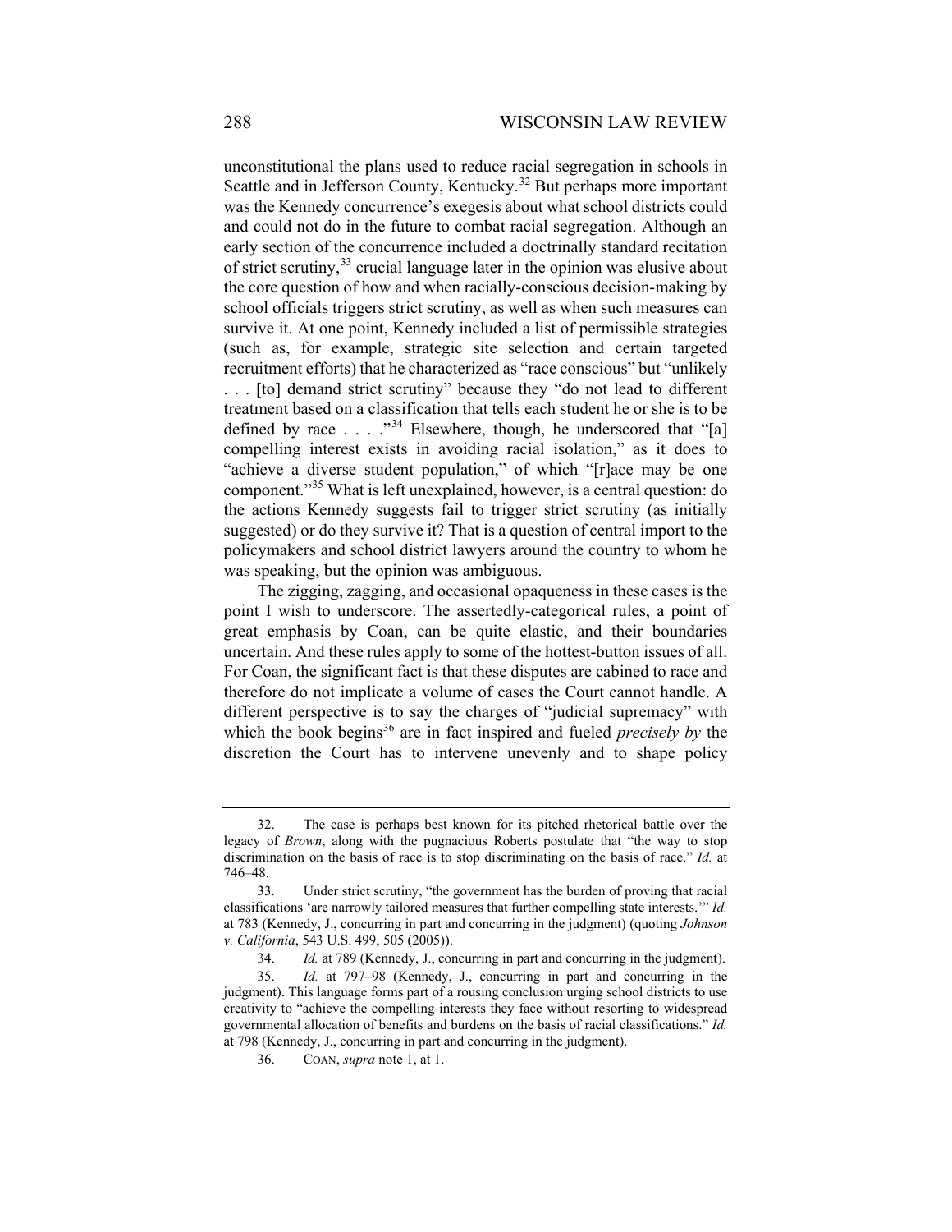unconstitutional the plans used to reduce racial segregation in schools in Seattle and in Jefferson County, Kentucky.[32] But perhaps more important was the Kennedy concurrence's exegesis about what school districts could and could not do in the future to combat racial segregation. Although an early section of the concurrence included a doctrinally standard recitation of strict scrutiny,[33] crucial language later in the opinion was elusive about the core question of how and when racially-conscious decision-making by school officials triggers strict scrutiny, as well as when such measures can survive it. At one point, Kennedy included a list of permissible strategies (such as, for example, strategic site selection and certain targeted recruitment efforts) that he characterized as "race conscious" but "unlikely . . . [to] demand strict scrutiny" because they "do not lead to different treatment based on a classification that tells each student he or she is to be defined by race . . . ."[34] Elsewhere, though, he underscored that "[a] compelling interest exists in avoiding racial isolation," as it does to "achieve a diverse student population," of which "[r]ace may be one component."[35] What is left unexplained, however, is a central question: do the actions Kennedy suggests fail to trigger strict scrutiny (as initially suggested) or do they survive it? That is a question of central import to the policymakers and school district lawyers around the country to whom he was speaking, but the opinion was ambiguous.

The zigging, zagging, and occasional opaqueness in these cases is the point I wish to underscore. The assertedly-categorical rules, a point of great emphasis by Coan, can be quite elastic, and their boundaries uncertain. And these rules apply to some of the hottest-button issues of all. For Coan, the significant fact is that these disputes are cabined to race and therefore do not implicate a volume of cases the Court cannot handle. A different perspective is to say the charges of "judicial supremacy" with which the book begins[36] are in fact inspired and fueled *precisely by* the discretion the Court has to intervene unevenly and to shape policy

---

32. The case is perhaps best known for its pitched rhetorical battle over the legacy of *Brown*, along with the pugnacious Roberts postulate that "the way to stop discrimination on the basis of race is to stop discriminating on the basis of race." *Id.* at 746–48.

33. Under strict scrutiny, "the government has the burden of proving that racial classifications 'are narrowly tailored measures that further compelling state interests.'" *Id.* at 783 (Kennedy, J., concurring in part and concurring in the judgment) (quoting *Johnson v. California*, 543 U.S. 499, 505 (2005)).

34. *Id.* at 789 (Kennedy, J., concurring in part and concurring in the judgment).

35. *Id.* at 797–98 (Kennedy, J., concurring in part and concurring in the judgment). This language forms part of a rousing conclusion urging school districts to use creativity to "achieve the compelling interests they face without resorting to widespread governmental allocation of benefits and burdens on the basis of racial classifications." *Id.* at 798 (Kennedy, J., concurring in part and concurring in the judgment).

36. COAN, *supra* note 1, at 1.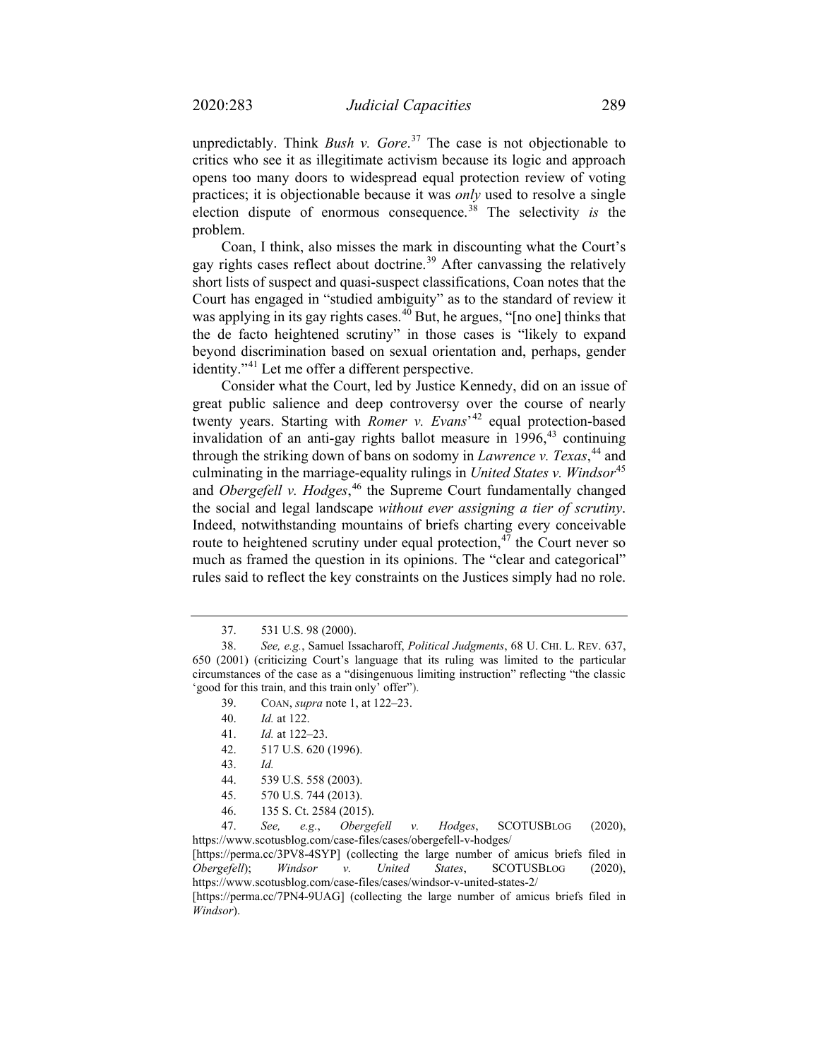unpredictably. Think *Bush v. Gore*.[37] The case is not objectionable to critics who see it as illegitimate activism because its logic and approach opens too many doors to widespread equal protection review of voting practices; it is objectionable because it was *only* used to resolve a single election dispute of enormous consequence.[38] The selectivity *is* the problem.

Coan, I think, also misses the mark in discounting what the Court's gay rights cases reflect about doctrine.[39] After canvassing the relatively short lists of suspect and quasi-suspect classifications, Coan notes that the Court has engaged in "studied ambiguity" as to the standard of review it was applying in its gay rights cases.[40] But, he argues, "[no one] thinks that the de facto heightened scrutiny" in those cases is "likely to expand beyond discrimination based on sexual orientation and, perhaps, gender identity."[41] Let me offer a different perspective.

Consider what the Court, led by Justice Kennedy, did on an issue of great public salience and deep controversy over the course of nearly twenty years. Starting with *Romer v. Evans*'[42] equal protection-based invalidation of an anti-gay rights ballot measure in 1996,[43] continuing through the striking down of bans on sodomy in *Lawrence v. Texas*,[44] and culminating in the marriage-equality rulings in *United States v. Windsor*[45] and *Obergefell v. Hodges*,[46] the Supreme Court fundamentally changed the social and legal landscape *without ever assigning a tier of scrutiny*. Indeed, notwithstanding mountains of briefs charting every conceivable route to heightened scrutiny under equal protection,[47] the Court never so much as framed the question in its opinions. The "clear and categorical" rules said to reflect the key constraints on the Justices simply had no role.

---

37. 531 U.S. 98 (2000).

38. *See, e.g.*, Samuel Issacharoff, *Political Judgments*, 68 U. CHI. L. REV. 637, 650 (2001) (criticizing Court's language that its ruling was limited to the particular circumstances of the case as a "disingenuous limiting instruction" reflecting "the classic 'good for this train, and this train only' offer").

39. COAN, *supra* note 1, at 122–23.

40. *Id.* at 122.

41. *Id.* at 122–23.

42. 517 U.S. 620 (1996).

43. *Id.*

44. 539 U.S. 558 (2003).

45. 570 U.S. 744 (2013).

46. 135 S. Ct. 2584 (2015).

47. *See, e.g.*, *Obergefell v. Hodges*, SCOTUSBLOG (2020), https://www.scotusblog.com/case-files/cases/obergefell-v-hodges/ [https://perma.cc/3PV8-4SYP] (collecting the large number of amicus briefs filed in *Obergefell*); *Windsor v. United States*, SCOTUSBLOG (2020), https://www.scotusblog.com/case-files/cases/windsor-v-united-states-2/ [https://perma.cc/7PN4-9UAG] (collecting the large number of amicus briefs filed in *Windsor*).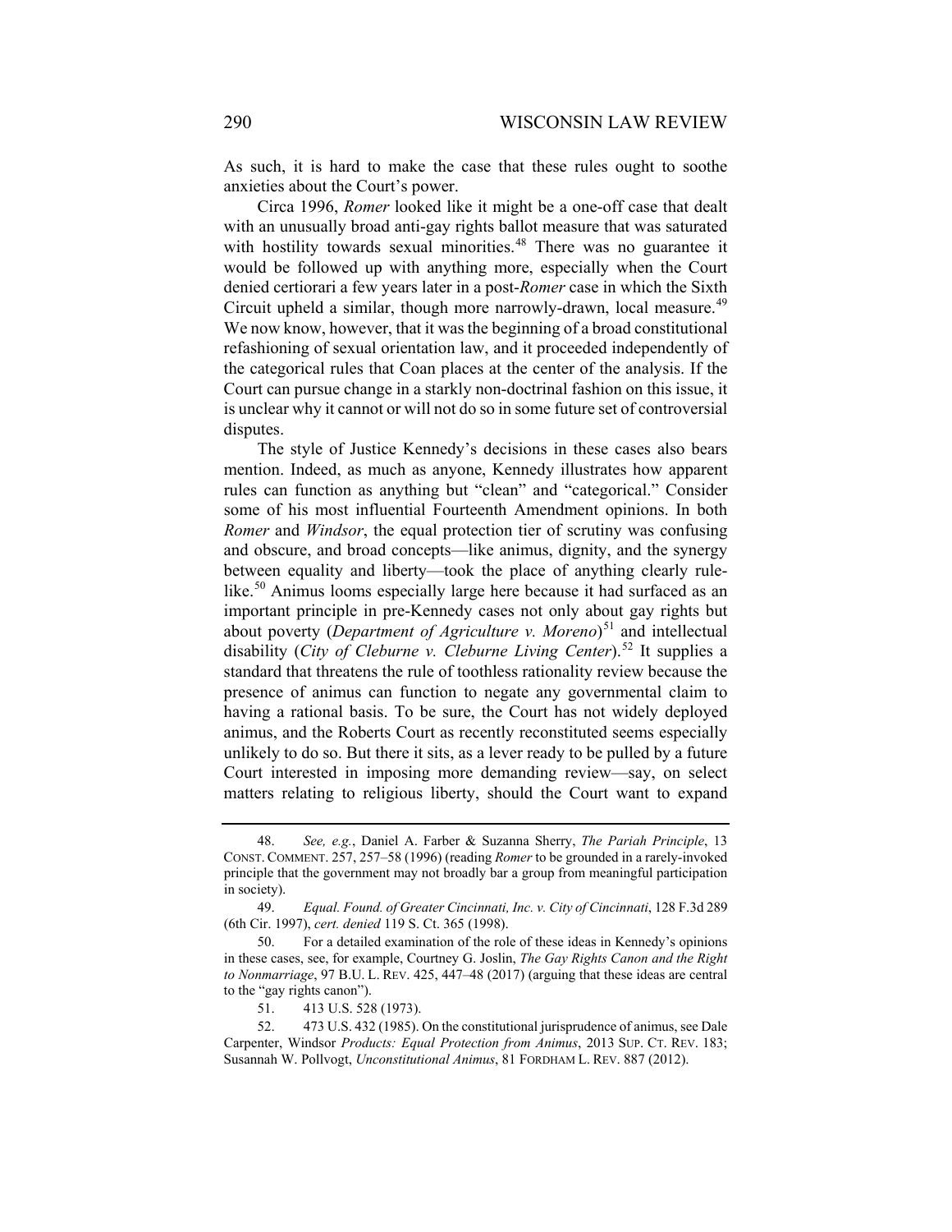As such, it is hard to make the case that these rules ought to soothe anxieties about the Court's power.

Circa 1996, *Romer* looked like it might be a one-off case that dealt with an unusually broad anti-gay rights ballot measure that was saturated with hostility towards sexual minorities.[48] There was no guarantee it would be followed up with anything more, especially when the Court denied certiorari a few years later in a post-*Romer* case in which the Sixth Circuit upheld a similar, though more narrowly-drawn, local measure.[49] We now know, however, that it was the beginning of a broad constitutional refashioning of sexual orientation law, and it proceeded independently of the categorical rules that Coan places at the center of the analysis. If the Court can pursue change in a starkly non-doctrinal fashion on this issue, it is unclear why it cannot or will not do so in some future set of controversial disputes.

The style of Justice Kennedy's decisions in these cases also bears mention. Indeed, as much as anyone, Kennedy illustrates how apparent rules can function as anything but "clean" and "categorical." Consider some of his most influential Fourteenth Amendment opinions. In both *Romer* and *Windsor*, the equal protection tier of scrutiny was confusing and obscure, and broad concepts—like animus, dignity, and the synergy between equality and liberty—took the place of anything clearly rule-like.[50] Animus looms especially large here because it had surfaced as an important principle in pre-Kennedy cases not only about gay rights but about poverty (*Department of Agriculture v. Moreno*)[51] and intellectual disability (*City of Cleburne v. Cleburne Living Center*).[52] It supplies a standard that threatens the rule of toothless rationality review because the presence of animus can function to negate any governmental claim to having a rational basis. To be sure, the Court has not widely deployed animus, and the Roberts Court as recently reconstituted seems especially unlikely to do so. But there it sits, as a lever ready to be pulled by a future Court interested in imposing more demanding review—say, on select matters relating to religious liberty, should the Court want to expand

---

48. *See, e.g.*, Daniel A. Farber & Suzanna Sherry, *The Pariah Principle*, 13 CONST. COMMENT. 257, 257–58 (1996) (reading *Romer* to be grounded in a rarely-invoked principle that the government may not broadly bar a group from meaningful participation in society).

49. *Equal. Found. of Greater Cincinnati, Inc. v. City of Cincinnati*, 128 F.3d 289 (6th Cir. 1997), *cert. denied* 119 S. Ct. 365 (1998).

50. For a detailed examination of the role of these ideas in Kennedy's opinions in these cases, see, for example, Courtney G. Joslin, *The Gay Rights Canon and the Right to Nonmarriage*, 97 B.U. L. REV. 425, 447–48 (2017) (arguing that these ideas are central to the "gay rights canon").

51. 413 U.S. 528 (1973).

52. 473 U.S. 432 (1985). On the constitutional jurisprudence of animus, see Dale Carpenter, Windsor *Products: Equal Protection from Animus*, 2013 SUP. CT. REV. 183; Susannah W. Pollvogt, *Unconstitutional Animus*, 81 FORDHAM L. REV. 887 (2012).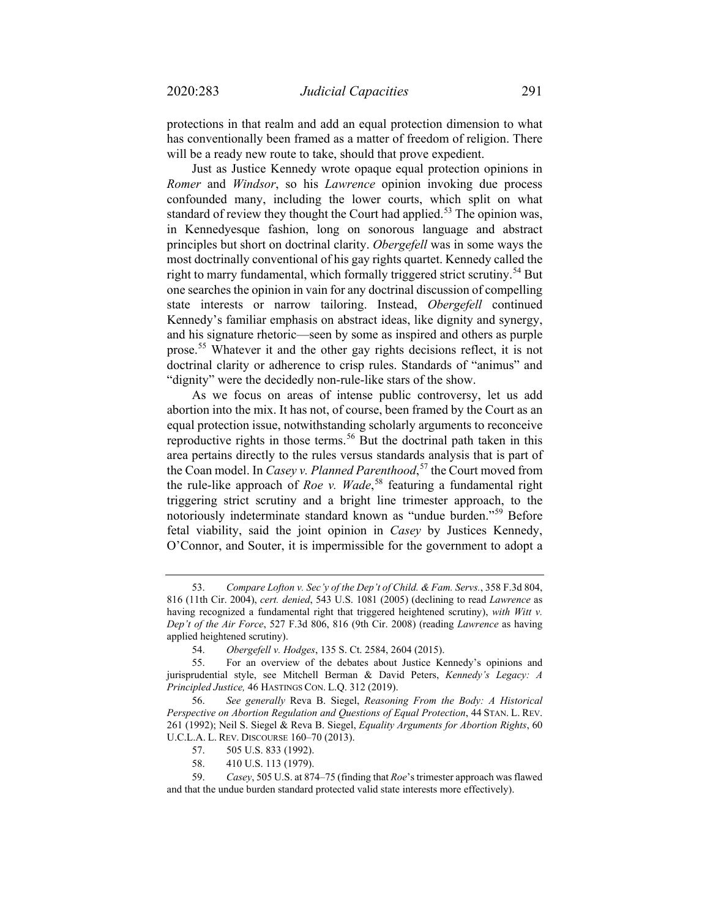protections in that realm and add an equal protection dimension to what has conventionally been framed as a matter of freedom of religion. There will be a ready new route to take, should that prove expedient.

Just as Justice Kennedy wrote opaque equal protection opinions in *Romer* and *Windsor*, so his *Lawrence* opinion invoking due process confounded many, including the lower courts, which split on what standard of review they thought the Court had applied.[53] The opinion was, in Kennedyesque fashion, long on sonorous language and abstract principles but short on doctrinal clarity. *Obergefell* was in some ways the most doctrinally conventional of his gay rights quartet. Kennedy called the right to marry fundamental, which formally triggered strict scrutiny.[54] But one searches the opinion in vain for any doctrinal discussion of compelling state interests or narrow tailoring. Instead, *Obergefell* continued Kennedy's familiar emphasis on abstract ideas, like dignity and synergy, and his signature rhetoric—seen by some as inspired and others as purple prose.[55] Whatever it and the other gay rights decisions reflect, it is not doctrinal clarity or adherence to crisp rules. Standards of "animus" and "dignity" were the decidedly non-rule-like stars of the show.

As we focus on areas of intense public controversy, let us add abortion into the mix. It has not, of course, been framed by the Court as an equal protection issue, notwithstanding scholarly arguments to reconceive reproductive rights in those terms.[56] But the doctrinal path taken in this area pertains directly to the rules versus standards analysis that is part of the Coan model. In *Casey v. Planned Parenthood*,[57] the Court moved from the rule-like approach of *Roe v. Wade*,[58] featuring a fundamental right triggering strict scrutiny and a bright line trimester approach, to the notoriously indeterminate standard known as "undue burden."[59] Before fetal viability, said the joint opinion in *Casey* by Justices Kennedy, O'Connor, and Souter, it is impermissible for the government to adopt a

---

53. *Compare Lofton v. Sec'y of the Dep't of Child. & Fam. Servs.*, 358 F.3d 804, 816 (11th Cir. 2004), *cert. denied*, 543 U.S. 1081 (2005) (declining to read *Lawrence* as having recognized a fundamental right that triggered heightened scrutiny), *with Witt v. Dep't of the Air Force*, 527 F.3d 806, 816 (9th Cir. 2008) (reading *Lawrence* as having applied heightened scrutiny).

54. *Obergefell v. Hodges*, 135 S. Ct. 2584, 2604 (2015).

55. For an overview of the debates about Justice Kennedy's opinions and jurisprudential style, see Mitchell Berman & David Peters, *Kennedy's Legacy: A Principled Justice,* 46 HASTINGS CON. L.Q. 312 (2019).

56. *See generally* Reva B. Siegel, *Reasoning From the Body: A Historical Perspective on Abortion Regulation and Questions of Equal Protection*, 44 STAN. L. REV. 261 (1992); Neil S. Siegel & Reva B. Siegel, *Equality Arguments for Abortion Rights*, 60 U.C.L.A. L. REV. DISCOURSE 160–70 (2013).

57. 505 U.S. 833 (1992).

58. 410 U.S. 113 (1979).

59. *Casey*, 505 U.S. at 874–75 (finding that *Roe*'s trimester approach was flawed and that the undue burden standard protected valid state interests more effectively).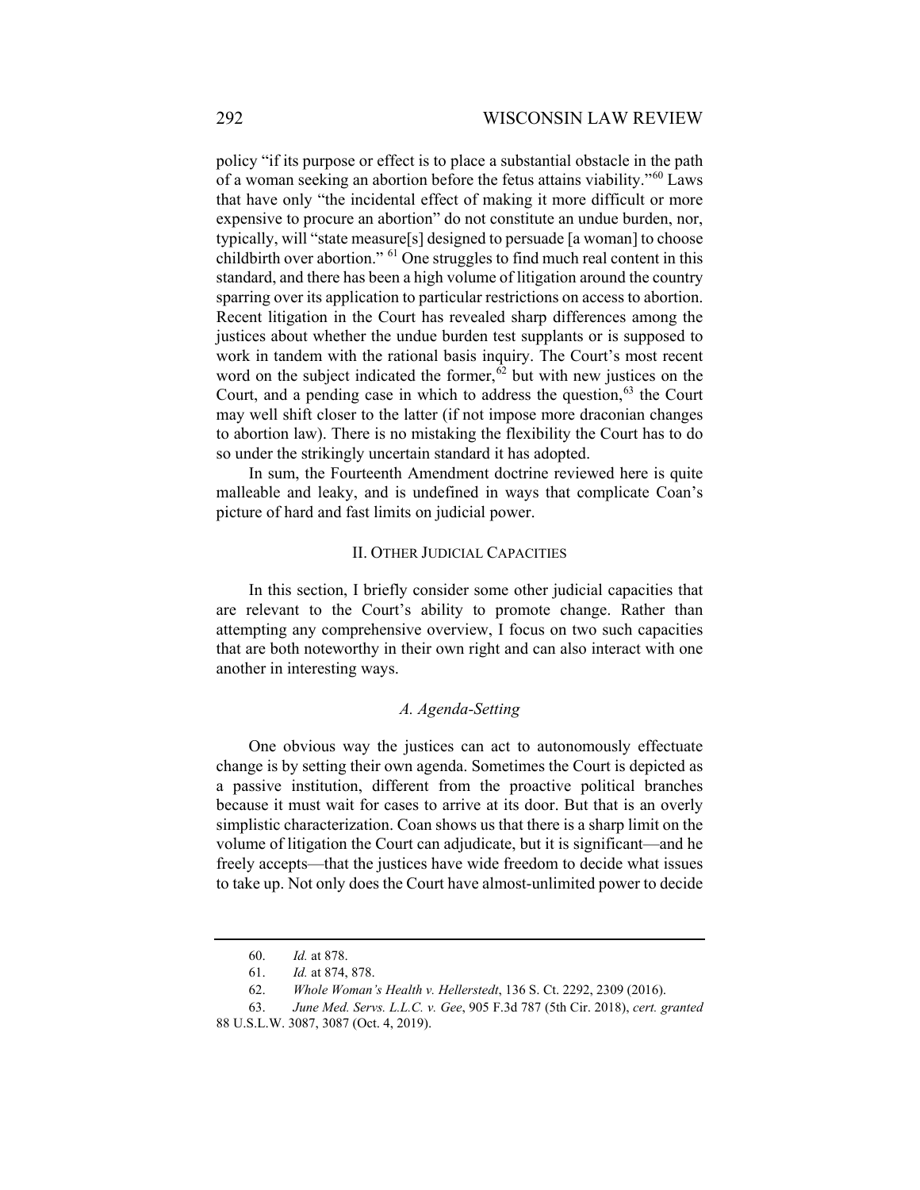policy "if its purpose or effect is to place a substantial obstacle in the path of a woman seeking an abortion before the fetus attains viability."[60] Laws that have only "the incidental effect of making it more difficult or more expensive to procure an abortion" do not constitute an undue burden, nor, typically, will "state measure[s] designed to persuade [a woman] to choose childbirth over abortion." [61] One struggles to find much real content in this standard, and there has been a high volume of litigation around the country sparring over its application to particular restrictions on access to abortion. Recent litigation in the Court has revealed sharp differences among the justices about whether the undue burden test supplants or is supposed to work in tandem with the rational basis inquiry. The Court's most recent word on the subject indicated the former,[62] but with new justices on the Court, and a pending case in which to address the question,[63] the Court may well shift closer to the latter (if not impose more draconian changes to abortion law). There is no mistaking the flexibility the Court has to do so under the strikingly uncertain standard it has adopted.

In sum, the Fourteenth Amendment doctrine reviewed here is quite malleable and leaky, and is undefined in ways that complicate Coan's picture of hard and fast limits on judicial power.

## II. Other Judicial Capacities

In this section, I briefly consider some other judicial capacities that are relevant to the Court's ability to promote change. Rather than attempting any comprehensive overview, I focus on two such capacities that are both noteworthy in their own right and can also interact with one another in interesting ways.

### *A. Agenda-Setting*

One obvious way the justices can act to autonomously effectuate change is by setting their own agenda. Sometimes the Court is depicted as a passive institution, different from the proactive political branches because it must wait for cases to arrive at its door. But that is an overly simplistic characterization. Coan shows us that there is a sharp limit on the volume of litigation the Court can adjudicate, but it is significant—and he freely accepts—that the justices have wide freedom to decide what issues to take up. Not only does the Court have almost-unlimited power to decide

---

60. *Id.* at 878.

61. *Id.* at 874, 878.

62. *Whole Woman's Health v. Hellerstedt*, 136 S. Ct. 2292, 2309 (2016).

63. *June Med. Servs. L.L.C. v. Gee*, 905 F.3d 787 (5th Cir. 2018), *cert. granted* 88 U.S.L.W. 3087, 3087 (Oct. 4, 2019).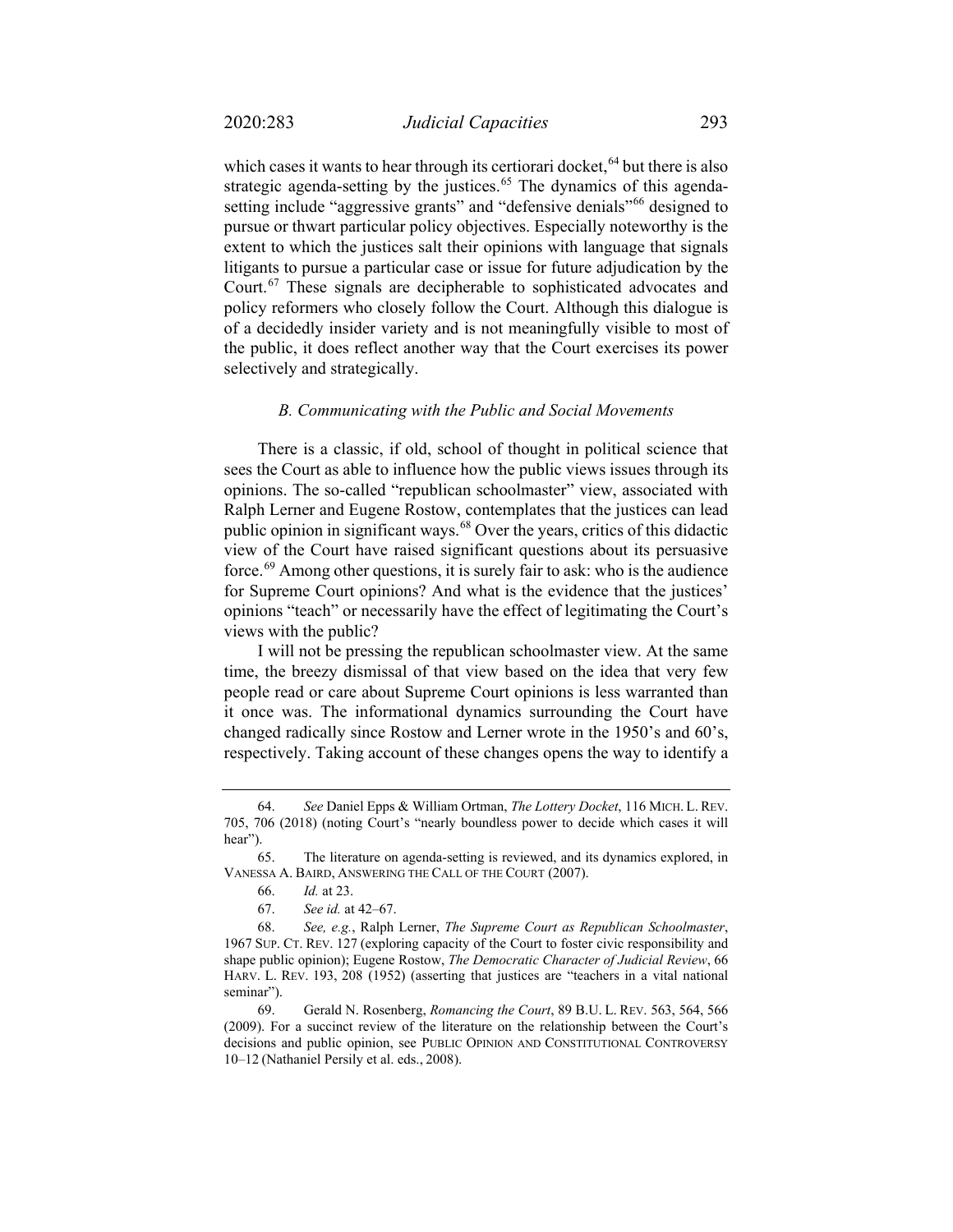which cases it wants to hear through its certiorari docket,[64] but there is also strategic agenda-setting by the justices.[65] The dynamics of this agenda-setting include "aggressive grants" and "defensive denials"[66] designed to pursue or thwart particular policy objectives. Especially noteworthy is the extent to which the justices salt their opinions with language that signals litigants to pursue a particular case or issue for future adjudication by the Court.[67] These signals are decipherable to sophisticated advocates and policy reformers who closely follow the Court. Although this dialogue is of a decidedly insider variety and is not meaningfully visible to most of the public, it does reflect another way that the Court exercises its power selectively and strategically.

### *B. Communicating with the Public and Social Movements*

There is a classic, if old, school of thought in political science that sees the Court as able to influence how the public views issues through its opinions. The so-called "republican schoolmaster" view, associated with Ralph Lerner and Eugene Rostow, contemplates that the justices can lead public opinion in significant ways.[68] Over the years, critics of this didactic view of the Court have raised significant questions about its persuasive force.[69] Among other questions, it is surely fair to ask: who is the audience for Supreme Court opinions? And what is the evidence that the justices' opinions "teach" or necessarily have the effect of legitimating the Court's views with the public?

I will not be pressing the republican schoolmaster view. At the same time, the breezy dismissal of that view based on the idea that very few people read or care about Supreme Court opinions is less warranted than it once was. The informational dynamics surrounding the Court have changed radically since Rostow and Lerner wrote in the 1950's and 60's, respectively. Taking account of these changes opens the way to identify a

---

64. *See* Daniel Epps & William Ortman, *The Lottery Docket*, 116 MICH. L. REV. 705, 706 (2018) (noting Court's "nearly boundless power to decide which cases it will hear").

65. The literature on agenda-setting is reviewed, and its dynamics explored, in VANESSA A. BAIRD, ANSWERING THE CALL OF THE COURT (2007).

66. *Id.* at 23.

67. *See id.* at 42–67.

68. *See, e.g.*, Ralph Lerner, *The Supreme Court as Republican Schoolmaster*, 1967 SUP. CT. REV. 127 (exploring capacity of the Court to foster civic responsibility and shape public opinion); Eugene Rostow, *The Democratic Character of Judicial Review*, 66 HARV. L. REV. 193, 208 (1952) (asserting that justices are "teachers in a vital national seminar").

69. Gerald N. Rosenberg, *Romancing the Court*, 89 B.U. L. REV. 563, 564, 566 (2009). For a succinct review of the literature on the relationship between the Court's decisions and public opinion, see PUBLIC OPINION AND CONSTITUTIONAL CONTROVERSY 10–12 (Nathaniel Persily et al. eds., 2008).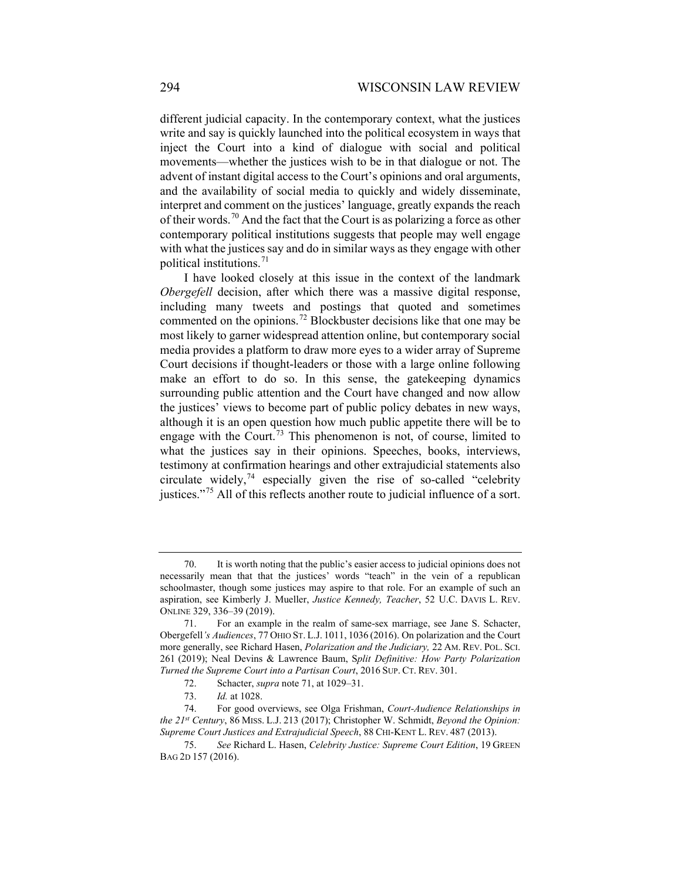different judicial capacity. In the contemporary context, what the justices write and say is quickly launched into the political ecosystem in ways that inject the Court into a kind of dialogue with social and political movements—whether the justices wish to be in that dialogue or not. The advent of instant digital access to the Court's opinions and oral arguments, and the availability of social media to quickly and widely disseminate, interpret and comment on the justices' language, greatly expands the reach of their words.[70] And the fact that the Court is as polarizing a force as other contemporary political institutions suggests that people may well engage with what the justices say and do in similar ways as they engage with other political institutions.[71]

I have looked closely at this issue in the context of the landmark *Obergefell* decision, after which there was a massive digital response, including many tweets and postings that quoted and sometimes commented on the opinions.[72] Blockbuster decisions like that one may be most likely to garner widespread attention online, but contemporary social media provides a platform to draw more eyes to a wider array of Supreme Court decisions if thought-leaders or those with a large online following make an effort to do so. In this sense, the gatekeeping dynamics surrounding public attention and the Court have changed and now allow the justices' views to become part of public policy debates in new ways, although it is an open question how much public appetite there will be to engage with the Court.[73] This phenomenon is not, of course, limited to what the justices say in their opinions. Speeches, books, interviews, testimony at confirmation hearings and other extrajudicial statements also circulate widely,[74] especially given the rise of so-called "celebrity justices."[75] All of this reflects another route to judicial influence of a sort.

---

70. It is worth noting that the public's easier access to judicial opinions does not necessarily mean that that the justices' words "teach" in the vein of a republican schoolmaster, though some justices may aspire to that role. For an example of such an aspiration, see Kimberly J. Mueller, *Justice Kennedy, Teacher*, 52 U.C. DAVIS L. REV. ONLINE 329, 336–39 (2019).

71. For an example in the realm of same-sex marriage, see Jane S. Schacter, Obergefell*'s Audiences*, 77 OHIO ST. L.J. 1011, 1036 (2016). On polarization and the Court more generally, see Richard Hasen, *Polarization and the Judiciary,* 22 AM. REV. POL. SCI. 261 (2019); Neal Devins & Lawrence Baum, *Split Definitive: How Party Polarization Turned the Supreme Court into a Partisan Court*, 2016 SUP. CT. REV. 301.

72. Schacter, *supra* note 71, at 1029–31.

73. *Id.* at 1028.

74. For good overviews, see Olga Frishman, *Court-Audience Relationships in the 21st Century*, 86 MISS. L.J. 213 (2017); Christopher W. Schmidt, *Beyond the Opinion: Supreme Court Justices and Extrajudicial Speech*, 88 CHI-KENT L. REV. 487 (2013).

75. *See* Richard L. Hasen, *Celebrity Justice: Supreme Court Edition*, 19 GREEN BAG 2D 157 (2016).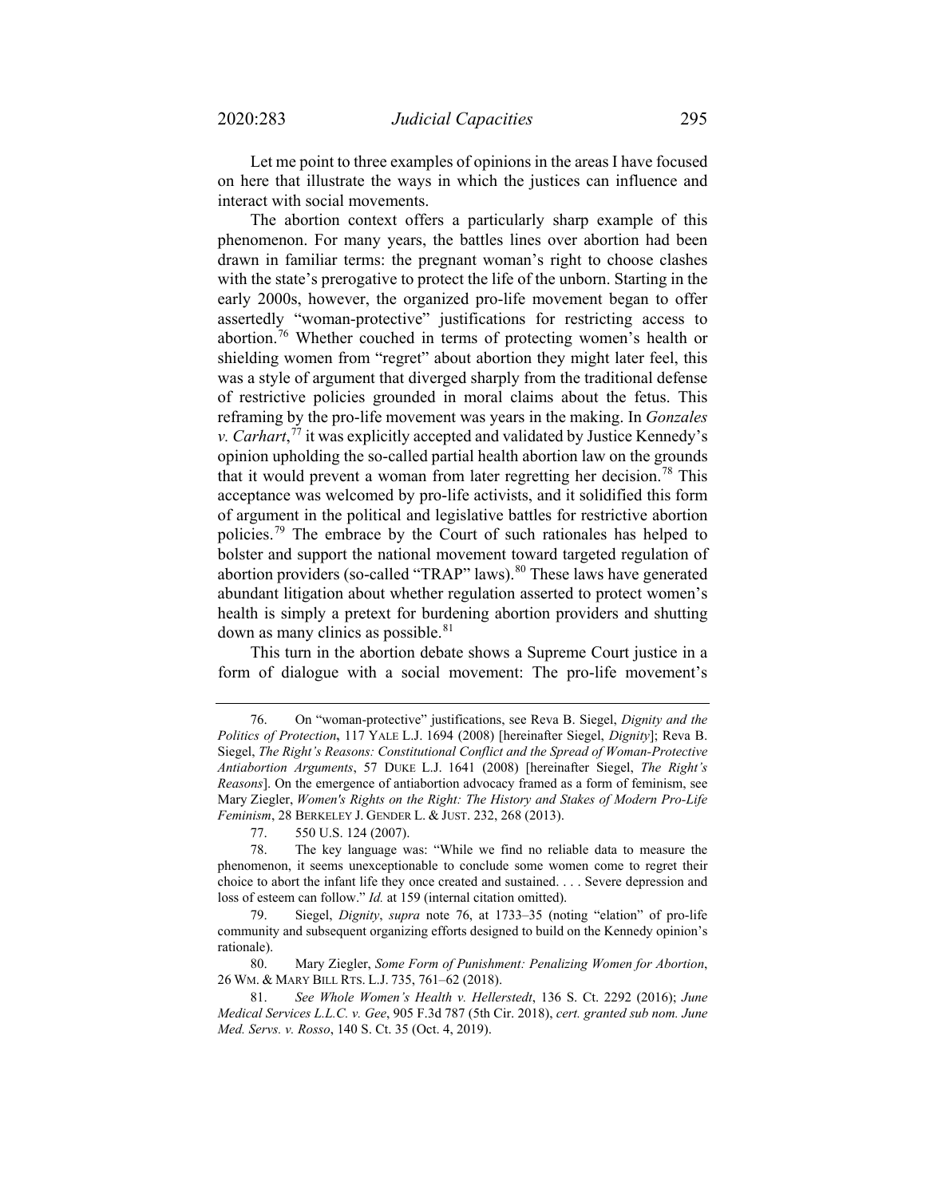Let me point to three examples of opinions in the areas I have focused on here that illustrate the ways in which the justices can influence and interact with social movements.

The abortion context offers a particularly sharp example of this phenomenon. For many years, the battles lines over abortion had been drawn in familiar terms: the pregnant woman's right to choose clashes with the state's prerogative to protect the life of the unborn. Starting in the early 2000s, however, the organized pro-life movement began to offer assertedly "woman-protective" justifications for restricting access to abortion.[76] Whether couched in terms of protecting women's health or shielding women from "regret" about abortion they might later feel, this was a style of argument that diverged sharply from the traditional defense of restrictive policies grounded in moral claims about the fetus. This reframing by the pro-life movement was years in the making. In *Gonzales v. Carhart*,[77] it was explicitly accepted and validated by Justice Kennedy's opinion upholding the so-called partial health abortion law on the grounds that it would prevent a woman from later regretting her decision.[78] This acceptance was welcomed by pro-life activists, and it solidified this form of argument in the political and legislative battles for restrictive abortion policies.[79] The embrace by the Court of such rationales has helped to bolster and support the national movement toward targeted regulation of abortion providers (so-called "TRAP" laws).[80] These laws have generated abundant litigation about whether regulation asserted to protect women's health is simply a pretext for burdening abortion providers and shutting down as many clinics as possible.[81]

This turn in the abortion debate shows a Supreme Court justice in a form of dialogue with a social movement: The pro-life movement's

---

76. On "woman-protective" justifications, see Reva B. Siegel, *Dignity and the Politics of Protection*, 117 YALE L.J. 1694 (2008) [hereinafter Siegel, *Dignity*]; Reva B. Siegel, *The Right's Reasons: Constitutional Conflict and the Spread of Woman-Protective Antiabortion Arguments*, 57 DUKE L.J. 1641 (2008) [hereinafter Siegel, *The Right's Reasons*]. On the emergence of antiabortion advocacy framed as a form of feminism, see Mary Ziegler, *Women's Rights on the Right: The History and Stakes of Modern Pro-Life Feminism*, 28 BERKELEY J. GENDER L. & JUST. 232, 268 (2013).

77. 550 U.S. 124 (2007).

78. The key language was: "While we find no reliable data to measure the phenomenon, it seems unexceptionable to conclude some women come to regret their choice to abort the infant life they once created and sustained. . . . Severe depression and loss of esteem can follow." *Id.* at 159 (internal citation omitted).

79. Siegel, *Dignity*, *supra* note 76, at 1733–35 (noting "elation" of pro-life community and subsequent organizing efforts designed to build on the Kennedy opinion's rationale).

80. Mary Ziegler, *Some Form of Punishment: Penalizing Women for Abortion*, 26 WM. & MARY BILL RTS. L.J. 735, 761–62 (2018).

81. *See Whole Women's Health v. Hellerstedt*, 136 S. Ct. 2292 (2016); *June Medical Services L.L.C. v. Gee*, 905 F.3d 787 (5th Cir. 2018), *cert. granted sub nom. June Med. Servs. v. Rosso*, 140 S. Ct. 35 (Oct. 4, 2019).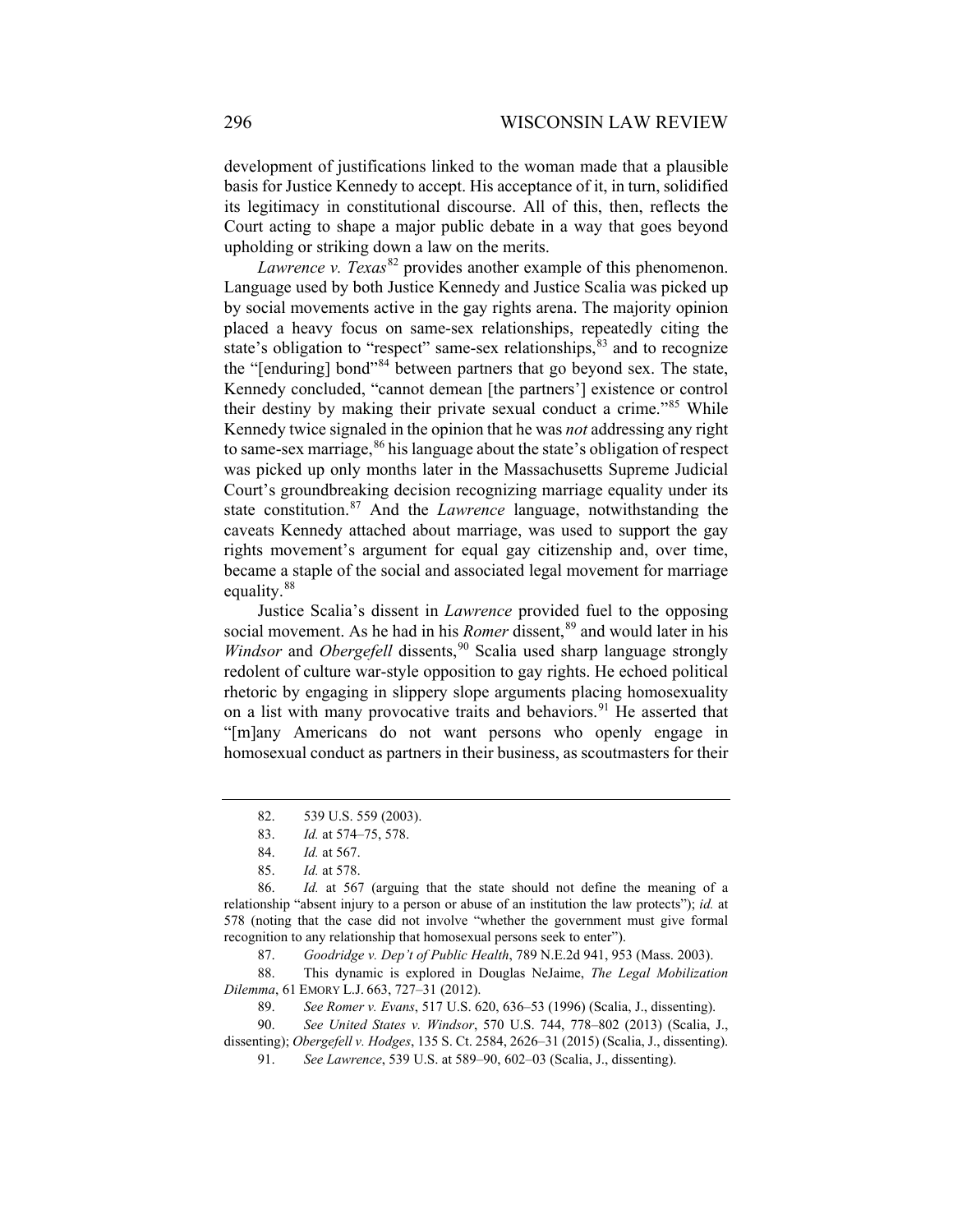development of justifications linked to the woman made that a plausible basis for Justice Kennedy to accept. His acceptance of it, in turn, solidified its legitimacy in constitutional discourse. All of this, then, reflects the Court acting to shape a major public debate in a way that goes beyond upholding or striking down a law on the merits.

*Lawrence v. Texas*[82] provides another example of this phenomenon. Language used by both Justice Kennedy and Justice Scalia was picked up by social movements active in the gay rights arena. The majority opinion placed a heavy focus on same-sex relationships, repeatedly citing the state's obligation to "respect" same-sex relationships,[83] and to recognize the "[enduring] bond"[84] between partners that go beyond sex. The state, Kennedy concluded, "cannot demean [the partners'] existence or control their destiny by making their private sexual conduct a crime."[85] While Kennedy twice signaled in the opinion that he was *not* addressing any right to same-sex marriage,[86] his language about the state's obligation of respect was picked up only months later in the Massachusetts Supreme Judicial Court's groundbreaking decision recognizing marriage equality under its state constitution.[87] And the *Lawrence* language, notwithstanding the caveats Kennedy attached about marriage, was used to support the gay rights movement's argument for equal gay citizenship and, over time, became a staple of the social and associated legal movement for marriage equality.[88]

Justice Scalia's dissent in *Lawrence* provided fuel to the opposing social movement. As he had in his *Romer* dissent,[89] and would later in his *Windsor* and *Obergefell* dissents,[90] Scalia used sharp language strongly redolent of culture war-style opposition to gay rights. He echoed political rhetoric by engaging in slippery slope arguments placing homosexuality on a list with many provocative traits and behaviors.[91] He asserted that "[m]any Americans do not want persons who openly engage in homosexual conduct as partners in their business, as scoutmasters for their

---

82. 539 U.S. 559 (2003).

83. *Id.* at 574–75, 578.

84. *Id.* at 567.

85. *Id.* at 578.

86. *Id.* at 567 (arguing that the state should not define the meaning of a relationship "absent injury to a person or abuse of an institution the law protects"); *id.* at 578 (noting that the case did not involve "whether the government must give formal recognition to any relationship that homosexual persons seek to enter").

87. *Goodridge v. Dep't of Public Health*, 789 N.E.2d 941, 953 (Mass. 2003).

88. This dynamic is explored in Douglas NeJaime, *The Legal Mobilization Dilemma*, 61 EMORY L.J. 663, 727–31 (2012).

89. *See Romer v. Evans*, 517 U.S. 620, 636–53 (1996) (Scalia, J., dissenting).

90. *See United States v. Windsor*, 570 U.S. 744, 778–802 (2013) (Scalia, J., dissenting); *Obergefell v. Hodges*, 135 S. Ct. 2584, 2626–31 (2015) (Scalia, J., dissenting).

91. *See Lawrence*, 539 U.S. at 589–90, 602–03 (Scalia, J., dissenting).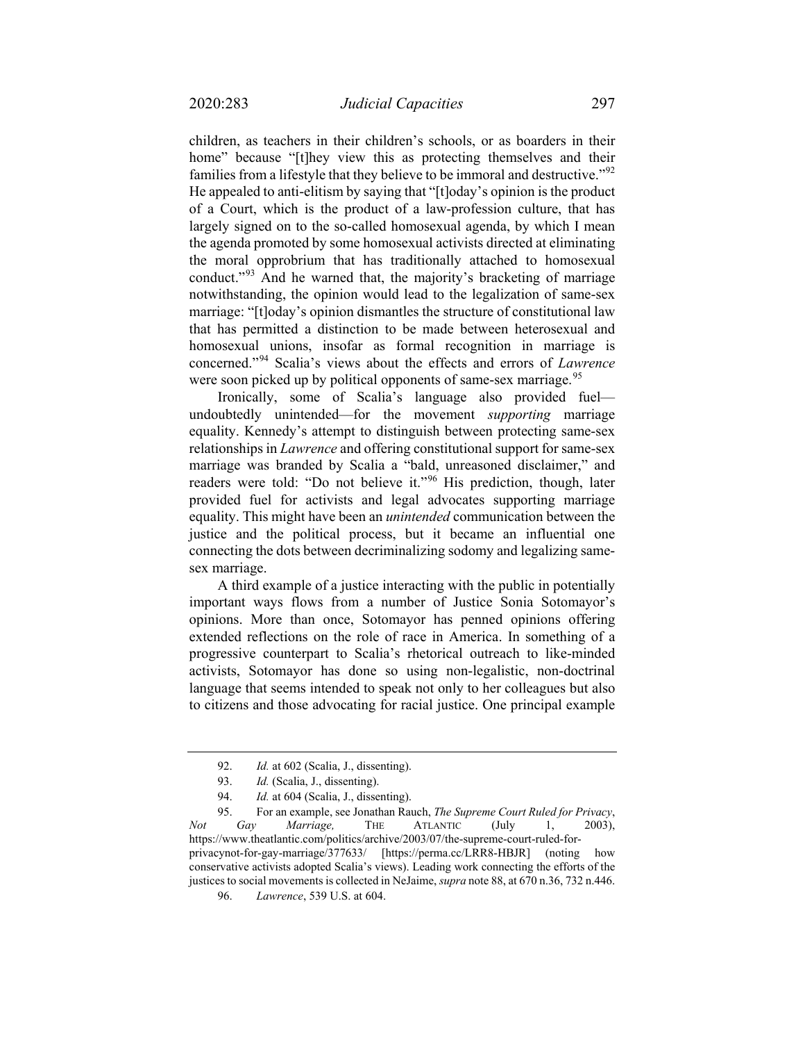children, as teachers in their children's schools, or as boarders in their home" because "[t]hey view this as protecting themselves and their families from a lifestyle that they believe to be immoral and destructive."[92] He appealed to anti-elitism by saying that "[t]oday's opinion is the product of a Court, which is the product of a law-profession culture, that has largely signed on to the so-called homosexual agenda, by which I mean the agenda promoted by some homosexual activists directed at eliminating the moral opprobrium that has traditionally attached to homosexual conduct."[93] And he warned that, the majority's bracketing of marriage notwithstanding, the opinion would lead to the legalization of same-sex marriage: "[t]oday's opinion dismantles the structure of constitutional law that has permitted a distinction to be made between heterosexual and homosexual unions, insofar as formal recognition in marriage is concerned."[94] Scalia's views about the effects and errors of *Lawrence* were soon picked up by political opponents of same-sex marriage.[95]

Ironically, some of Scalia's language also provided fuel—undoubtedly unintended—for the movement *supporting* marriage equality. Kennedy's attempt to distinguish between protecting same-sex relationships in *Lawrence* and offering constitutional support for same-sex marriage was branded by Scalia a "bald, unreasoned disclaimer," and readers were told: "Do not believe it."[96] His prediction, though, later provided fuel for activists and legal advocates supporting marriage equality. This might have been an *unintended* communication between the justice and the political process, but it became an influential one connecting the dots between decriminalizing sodomy and legalizing same-sex marriage.

A third example of a justice interacting with the public in potentially important ways flows from a number of Justice Sonia Sotomayor's opinions. More than once, Sotomayor has penned opinions offering extended reflections on the role of race in America. In something of a progressive counterpart to Scalia's rhetorical outreach to like-minded activists, Sotomayor has done so using non-legalistic, non-doctrinal language that seems intended to speak not only to her colleagues but also to citizens and those advocating for racial justice. One principal example

---

92. *Id.* at 602 (Scalia, J., dissenting).

93. *Id.* (Scalia, J., dissenting).

94. *Id.* at 604 (Scalia, J., dissenting).

95. For an example, see Jonathan Rauch, *The Supreme Court Ruled for Privacy, Not Gay Marriage,* THE ATLANTIC (July 1, 2003), https://www.theatlantic.com/politics/archive/2003/07/the-supreme-court-ruled-for-privacynot-for-gay-marriage/377633/ [https://perma.cc/LRR8-HBJR] (noting how conservative activists adopted Scalia's views). Leading work connecting the efforts of the justices to social movements is collected in NeJaime, *supra* note 88, at 670 n.36, 732 n.446.

96. *Lawrence*, 539 U.S. at 604.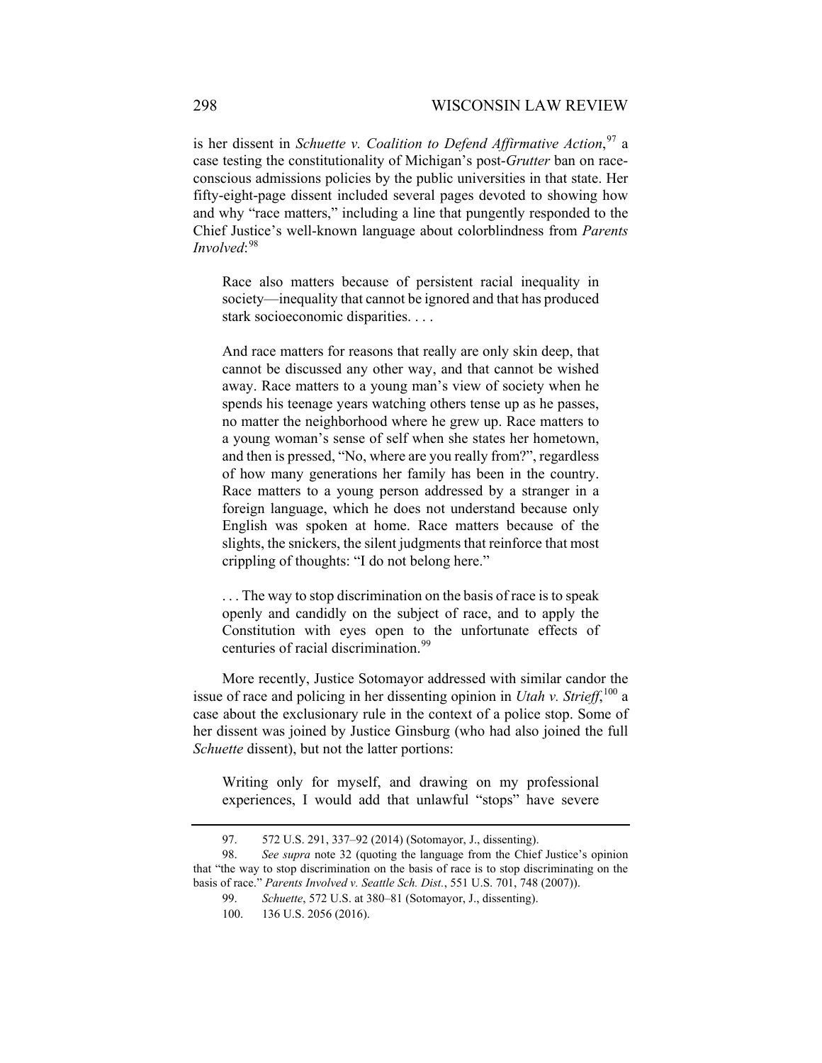is her dissent in *Schuette v. Coalition to Defend Affirmative Action*,[97] a case testing the constitutionality of Michigan's post-*Grutter* ban on race-conscious admissions policies by the public universities in that state. Her fifty-eight-page dissent included several pages devoted to showing how and why "race matters," including a line that pungently responded to the Chief Justice's well-known language about colorblindness from *Parents Involved*:[98]

> Race also matters because of persistent racial inequality in society—inequality that cannot be ignored and that has produced stark socioeconomic disparities. . . .
>
> And race matters for reasons that really are only skin deep, that cannot be discussed any other way, and that cannot be wished away. Race matters to a young man's view of society when he spends his teenage years watching others tense up as he passes, no matter the neighborhood where he grew up. Race matters to a young woman's sense of self when she states her hometown, and then is pressed, "No, where are you really from?", regardless of how many generations her family has been in the country. Race matters to a young person addressed by a stranger in a foreign language, which he does not understand because only English was spoken at home. Race matters because of the slights, the snickers, the silent judgments that reinforce that most crippling of thoughts: "I do not belong here."
>
> . . . The way to stop discrimination on the basis of race is to speak openly and candidly on the subject of race, and to apply the Constitution with eyes open to the unfortunate effects of centuries of racial discrimination.[99]

More recently, Justice Sotomayor addressed with similar candor the issue of race and policing in her dissenting opinion in *Utah v. Strieff*,[100] a case about the exclusionary rule in the context of a police stop. Some of her dissent was joined by Justice Ginsburg (who had also joined the full *Schuette* dissent), but not the latter portions:

> Writing only for myself, and drawing on my professional experiences, I would add that unlawful "stops" have severe

---

97. 572 U.S. 291, 337–92 (2014) (Sotomayor, J., dissenting).

98. *See supra* note 32 (quoting the language from the Chief Justice's opinion that "the way to stop discrimination on the basis of race is to stop discriminating on the basis of race." *Parents Involved v. Seattle Sch. Dist.*, 551 U.S. 701, 748 (2007)).

99. *Schuette*, 572 U.S. at 380–81 (Sotomayor, J., dissenting).

100. 136 U.S. 2056 (2016).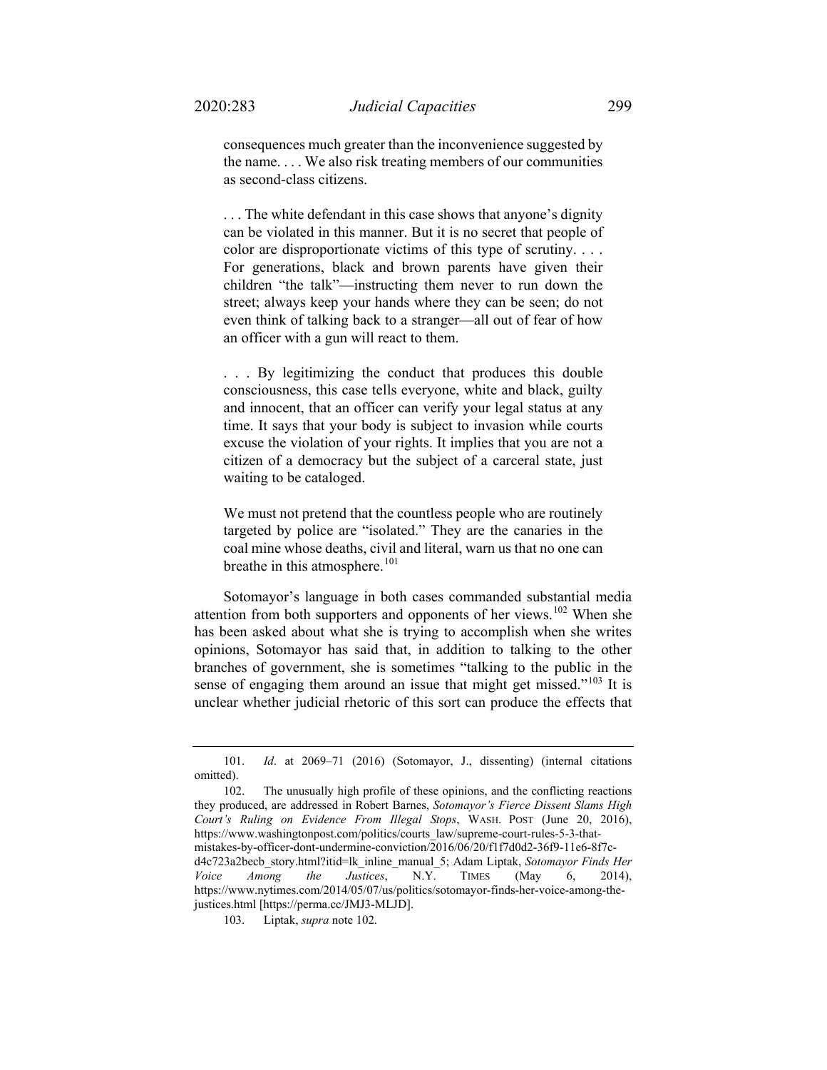consequences much greater than the inconvenience suggested by the name. . . . We also risk treating members of our communities as second-class citizens.

> . . . The white defendant in this case shows that anyone's dignity can be violated in this manner. But it is no secret that people of color are disproportionate victims of this type of scrutiny. . . . For generations, black and brown parents have given their children "the talk"—instructing them never to run down the street; always keep your hands where they can be seen; do not even think of talking back to a stranger—all out of fear of how an officer with a gun will react to them.
>
> . . . By legitimizing the conduct that produces this double consciousness, this case tells everyone, white and black, guilty and innocent, that an officer can verify your legal status at any time. It says that your body is subject to invasion while courts excuse the violation of your rights. It implies that you are not a citizen of a democracy but the subject of a carceral state, just waiting to be cataloged.
>
> We must not pretend that the countless people who are routinely targeted by police are "isolated." They are the canaries in the coal mine whose deaths, civil and literal, warn us that no one can breathe in this atmosphere.[101]

Sotomayor's language in both cases commanded substantial media attention from both supporters and opponents of her views.[102] When she has been asked about what she is trying to accomplish when she writes opinions, Sotomayor has said that, in addition to talking to the other branches of government, she is sometimes "talking to the public in the sense of engaging them around an issue that might get missed."[103] It is unclear whether judicial rhetoric of this sort can produce the effects that

---

101. *Id*. at 2069–71 (2016) (Sotomayor, J., dissenting) (internal citations omitted).

102. The unusually high profile of these opinions, and the conflicting reactions they produced, are addressed in Robert Barnes, *Sotomayor's Fierce Dissent Slams High Court's Ruling on Evidence From Illegal Stops*, WASH. POST (June 20, 2016), https://www.washingtonpost.com/politics/courts_law/supreme-court-rules-5-3-that-mistakes-by-officer-dont-undermine-conviction/2016/06/20/f1f7d0d2-36f9-11e6-8f7c-d4c723a2becb_story.html?itid=lk_inline_manual_5; Adam Liptak, *Sotomayor Finds Her Voice Among the Justices*, N.Y. TIMES (May 6, 2014), https://www.nytimes.com/2014/05/07/us/politics/sotomayor-finds-her-voice-among-the-justices.html [https://perma.cc/JMJ3-MLJD].

103. Liptak, *supra* note 102.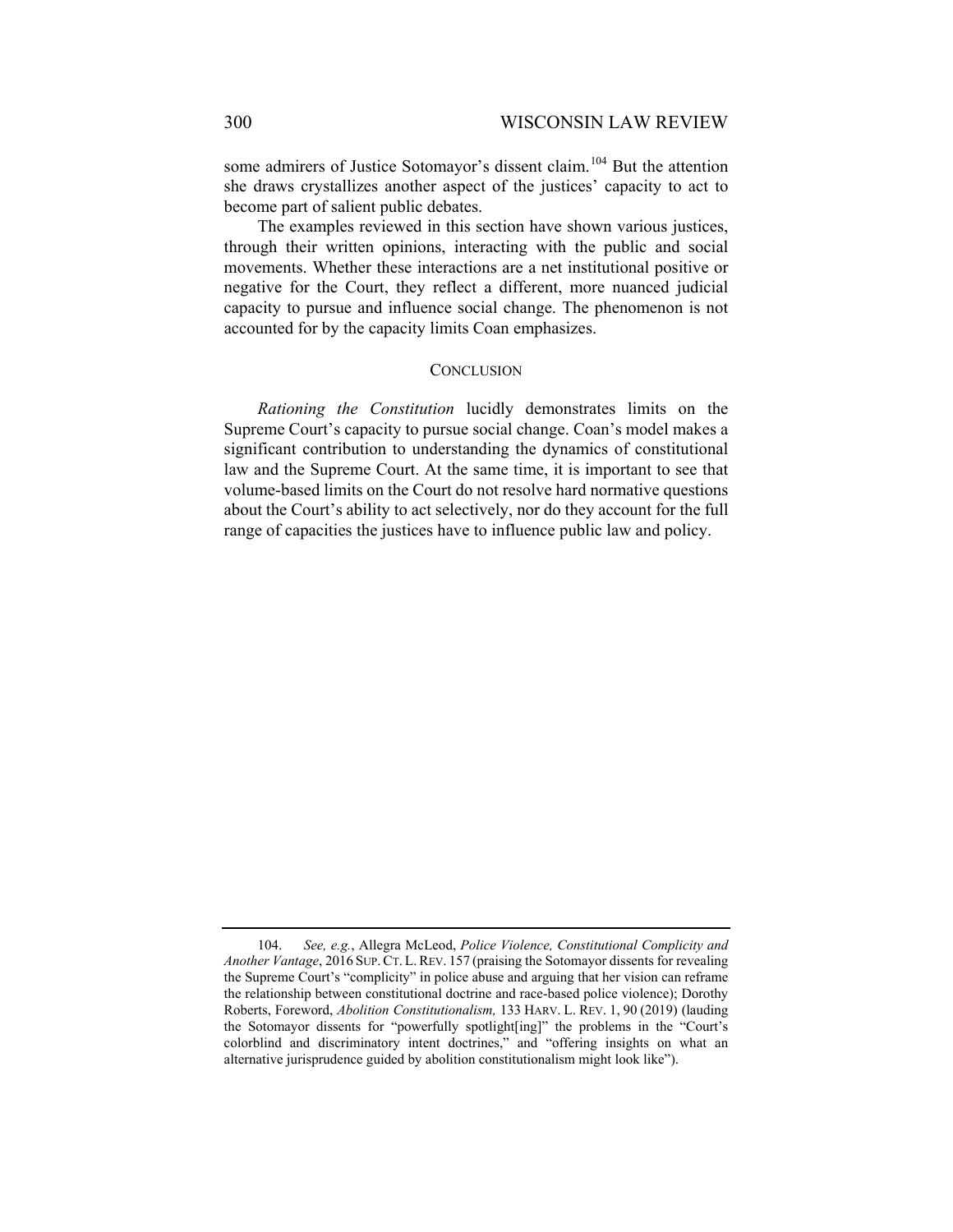some admirers of Justice Sotomayor's dissent claim.[104] But the attention she draws crystallizes another aspect of the justices' capacity to act to become part of salient public debates.

The examples reviewed in this section have shown various justices, through their written opinions, interacting with the public and social movements. Whether these interactions are a net institutional positive or negative for the Court, they reflect a different, more nuanced judicial capacity to pursue and influence social change. The phenomenon is not accounted for by the capacity limits Coan emphasizes.

## CONCLUSION

*Rationing the Constitution* lucidly demonstrates limits on the Supreme Court's capacity to pursue social change. Coan's model makes a significant contribution to understanding the dynamics of constitutional law and the Supreme Court. At the same time, it is important to see that volume-based limits on the Court do not resolve hard normative questions about the Court's ability to act selectively, nor do they account for the full range of capacities the justices have to influence public law and policy.

---

104. *See, e.g.*, Allegra McLeod, *Police Violence, Constitutional Complicity and Another Vantage*, 2016 SUP. CT. L. REV. 157 (praising the Sotomayor dissents for revealing the Supreme Court's "complicity" in police abuse and arguing that her vision can reframe the relationship between constitutional doctrine and race-based police violence); Dorothy Roberts, Foreword, *Abolition Constitutionalism,* 133 HARV. L. REV. 1, 90 (2019) (lauding the Sotomayor dissents for "powerfully spotlight[ing]" the problems in the "Court's colorblind and discriminatory intent doctrines," and "offering insights on what an alternative jurisprudence guided by abolition constitutionalism might look like").